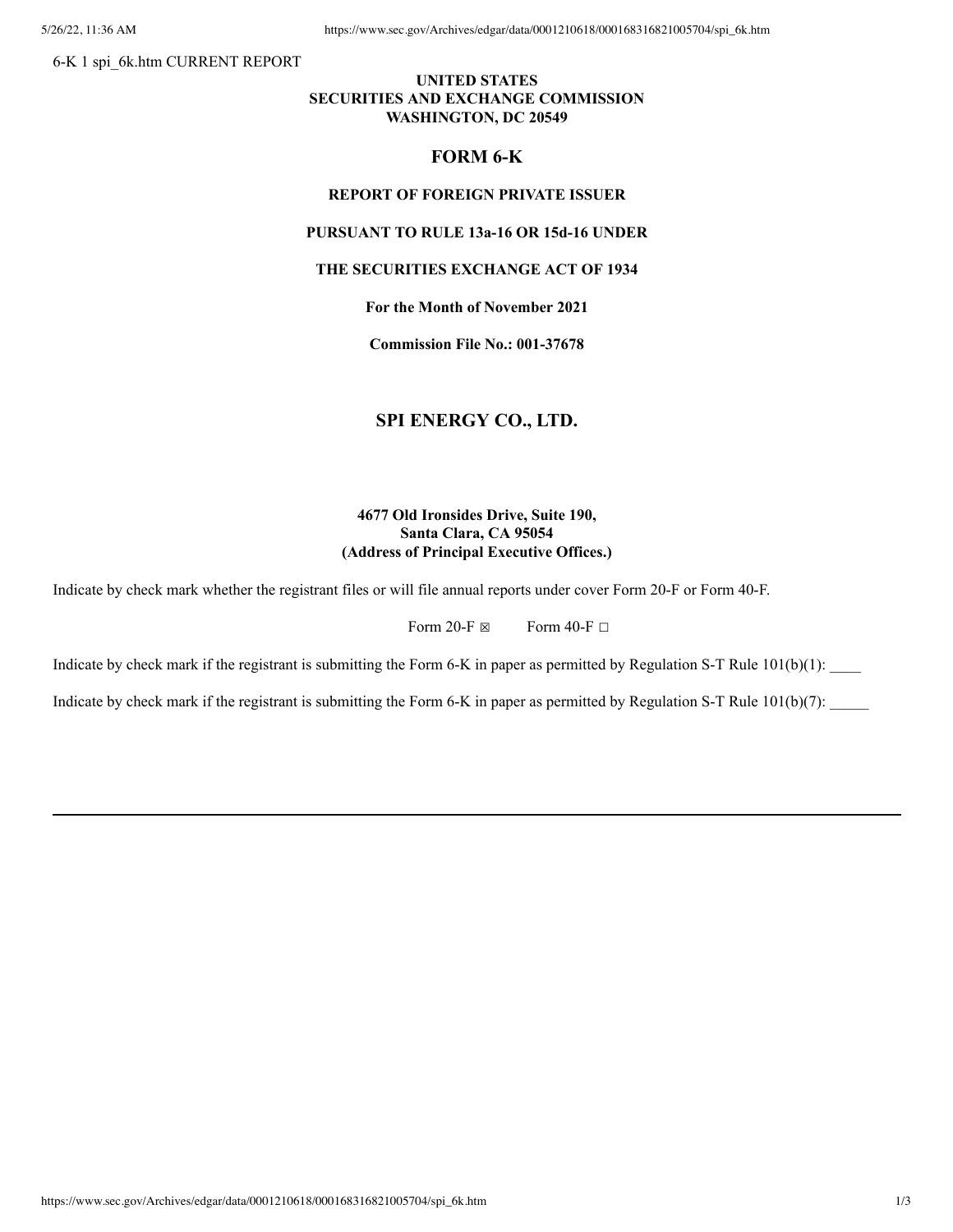6-K 1 spi_6k.htm CURRENT REPORT

**UNITED STATES**
**SECURITIES AND EXCHANGE COMMISSION**
**WASHINGTON, DC 20549**

## FORM 6-K

**REPORT OF FOREIGN PRIVATE ISSUER**

**PURSUANT TO RULE 13a-16 OR 15d-16 UNDER**

**THE SECURITIES EXCHANGE ACT OF 1934**

**For the Month of November 2021**

**Commission File No.: 001-37678**

## SPI ENERGY CO., LTD.

**4677 Old Ironsides Drive, Suite 190,**
**Santa Clara, CA 95054**
**(Address of Principal Executive Offices.)**

Indicate by check mark whether the registrant files or will file annual reports under cover Form 20-F or Form 40-F.

Form 20-F ☒ Form 40-F ☐

Indicate by check mark if the registrant is submitting the Form 6-K in paper as permitted by Regulation S-T Rule 101(b)(1): ____

Indicate by check mark if the registrant is submitting the Form 6-K in paper as permitted by Regulation S-T Rule 101(b)(7): _____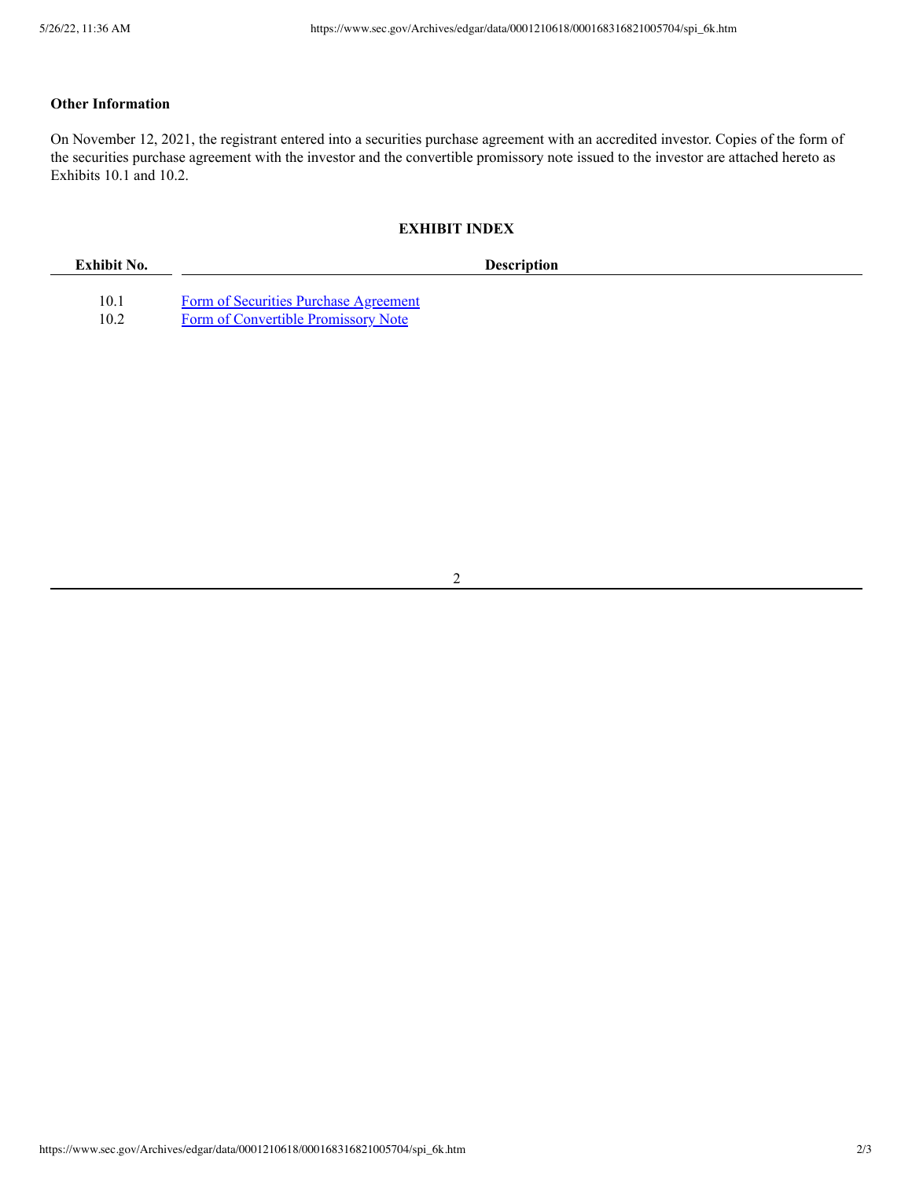**Other Information**

On November 12, 2021, the registrant entered into a securities purchase agreement with an accredited investor. Copies of the form of the securities purchase agreement with the investor and the convertible promissory note issued to the investor are attached hereto as Exhibits 10.1 and 10.2.

**EXHIBIT INDEX**

| Exhibit No. | Description |
| --- | --- |
| 10.1 | Form of Securities Purchase Agreement |
| 10.2 | Form of Convertible Promissory Note |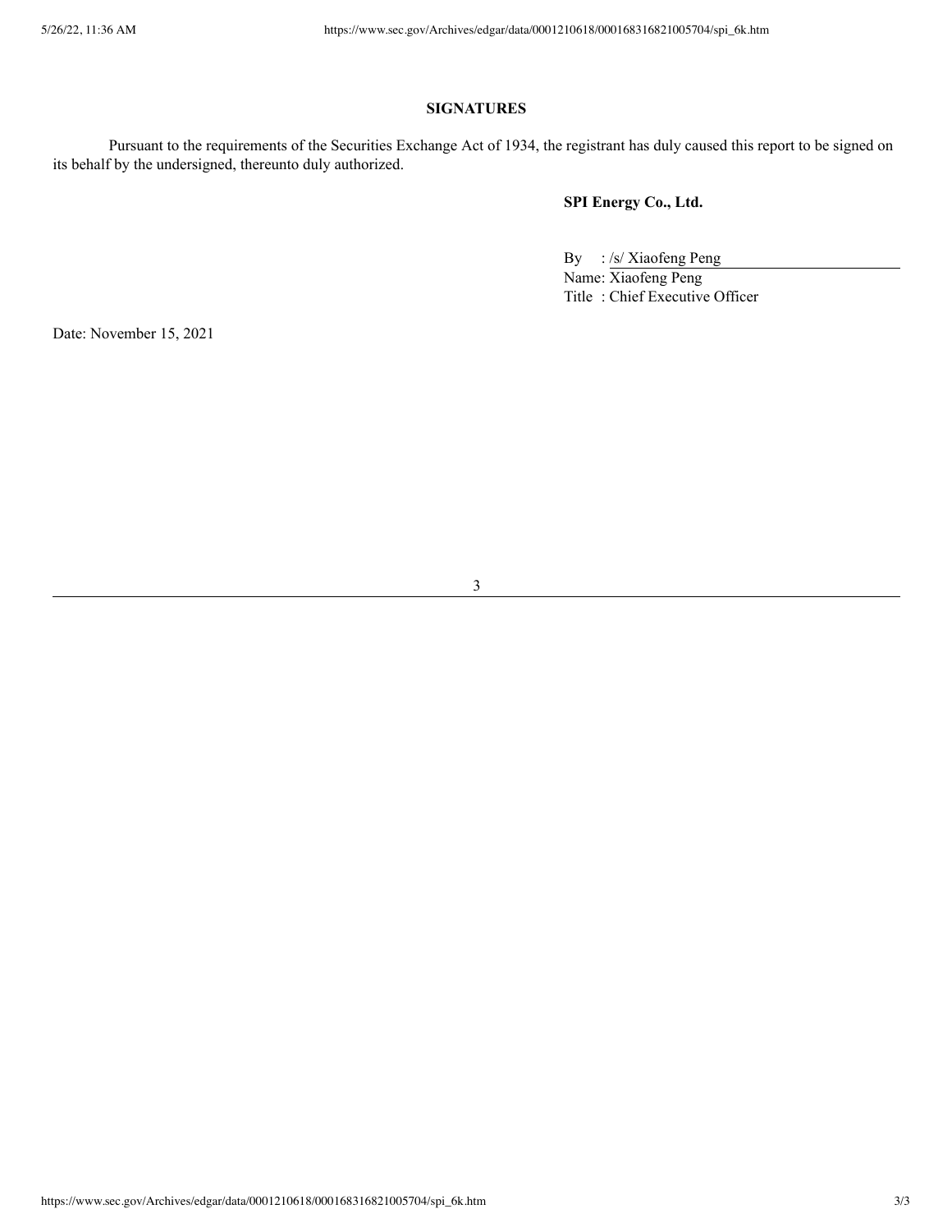**SIGNATURES**

Pursuant to the requirements of the Securities Exchange Act of 1934, the registrant has duly caused this report to be signed on its behalf by the undersigned, thereunto duly authorized.

**SPI Energy Co., Ltd.**

By : /s/ Xiaofeng Peng
Name: Xiaofeng Peng
Title : Chief Executive Officer

Date: November 15, 2021